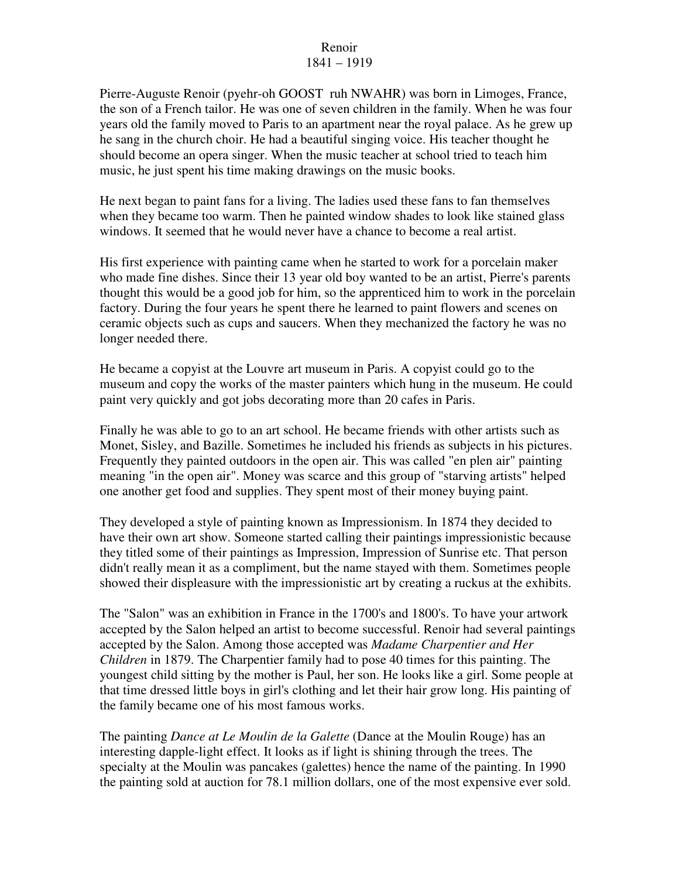# Renoir
## 1841 – 1919

Pierre-Auguste Renoir (pyehr-oh GOOST ruh NWAHR) was born in Limoges, France, the son of a French tailor. He was one of seven children in the family. When he was four years old the family moved to Paris to an apartment near the royal palace. As he grew up he sang in the church choir. He had a beautiful singing voice. His teacher thought he should become an opera singer. When the music teacher at school tried to teach him music, he just spent his time making drawings on the music books.

He next began to paint fans for a living. The ladies used these fans to fan themselves when they became too warm. Then he painted window shades to look like stained glass windows. It seemed that he would never have a chance to become a real artist.

His first experience with painting came when he started to work for a porcelain maker who made fine dishes. Since their 13 year old boy wanted to be an artist, Pierre's parents thought this would be a good job for him, so the apprenticed him to work in the porcelain factory. During the four years he spent there he learned to paint flowers and scenes on ceramic objects such as cups and saucers. When they mechanized the factory he was no longer needed there.

He became a copyist at the Louvre art museum in Paris. A copyist could go to the museum and copy the works of the master painters which hung in the museum. He could paint very quickly and got jobs decorating more than 20 cafes in Paris.

Finally he was able to go to an art school. He became friends with other artists such as Monet, Sisley, and Bazille. Sometimes he included his friends as subjects in his pictures. Frequently they painted outdoors in the open air. This was called "en plen air" painting meaning "in the open air". Money was scarce and this group of "starving artists" helped one another get food and supplies. They spent most of their money buying paint.

They developed a style of painting known as Impressionism. In 1874 they decided to have their own art show. Someone started calling their paintings impressionistic because they titled some of their paintings as Impression, Impression of Sunrise etc. That person didn't really mean it as a compliment, but the name stayed with them. Sometimes people showed their displeasure with the impressionistic art by creating a ruckus at the exhibits.

The "Salon" was an exhibition in France in the 1700's and 1800's. To have your artwork accepted by the Salon helped an artist to become successful. Renoir had several paintings accepted by the Salon. Among those accepted was *Madame Charpentier and Her Children* in 1879. The Charpentier family had to pose 40 times for this painting. The youngest child sitting by the mother is Paul, her son. He looks like a girl. Some people at that time dressed little boys in girl's clothing and let their hair grow long. His painting of the family became one of his most famous works.

The painting *Dance at Le Moulin de la Galette* (Dance at the Moulin Rouge) has an interesting dapple-light effect. It looks as if light is shining through the trees. The specialty at the Moulin was pancakes (galettes) hence the name of the painting. In 1990 the painting sold at auction for 78.1 million dollars, one of the most expensive ever sold.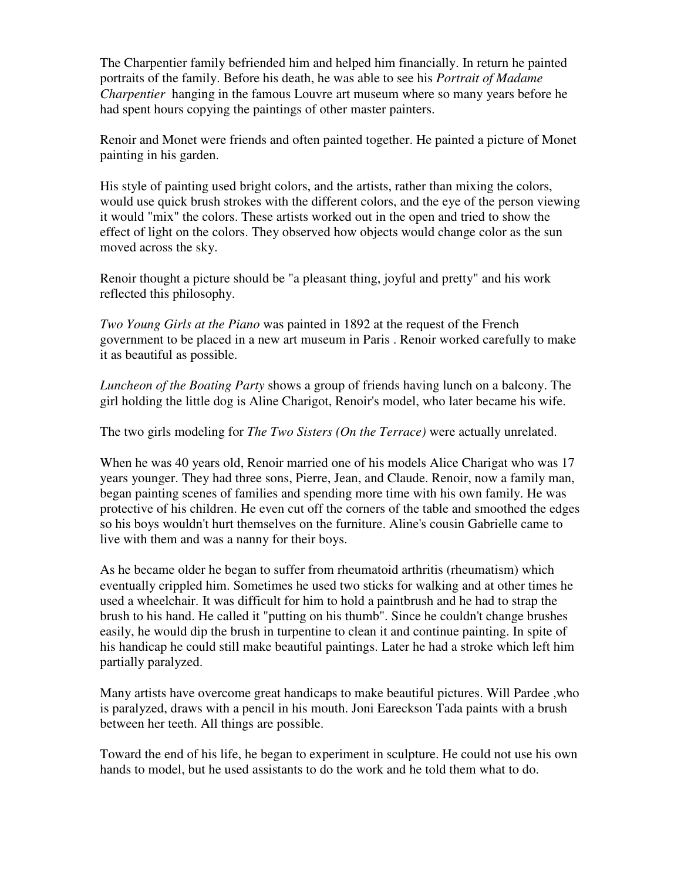The Charpentier family befriended him and helped him financially. In return he painted portraits of the family. Before his death, he was able to see his *Portrait of Madame Charpentier* hanging in the famous Louvre art museum where so many years before he had spent hours copying the paintings of other master painters.

Renoir and Monet were friends and often painted together. He painted a picture of Monet painting in his garden.

His style of painting used bright colors, and the artists, rather than mixing the colors, would use quick brush strokes with the different colors, and the eye of the person viewing it would "mix" the colors. These artists worked out in the open and tried to show the effect of light on the colors. They observed how objects would change color as the sun moved across the sky.

Renoir thought a picture should be "a pleasant thing, joyful and pretty" and his work reflected this philosophy.

*Two Young Girls at the Piano* was painted in 1892 at the request of the French government to be placed in a new art museum in Paris . Renoir worked carefully to make it as beautiful as possible.

*Luncheon of the Boating Party* shows a group of friends having lunch on a balcony. The girl holding the little dog is Aline Charigot, Renoir's model, who later became his wife.

The two girls modeling for *The Two Sisters (On the Terrace)* were actually unrelated.

When he was 40 years old, Renoir married one of his models Alice Charigat who was 17 years younger. They had three sons, Pierre, Jean, and Claude. Renoir, now a family man, began painting scenes of families and spending more time with his own family. He was protective of his children. He even cut off the corners of the table and smoothed the edges so his boys wouldn't hurt themselves on the furniture. Aline's cousin Gabrielle came to live with them and was a nanny for their boys.

As he became older he began to suffer from rheumatoid arthritis (rheumatism) which eventually crippled him. Sometimes he used two sticks for walking and at other times he used a wheelchair. It was difficult for him to hold a paintbrush and he had to strap the brush to his hand. He called it "putting on his thumb". Since he couldn't change brushes easily, he would dip the brush in turpentine to clean it and continue painting. In spite of his handicap he could still make beautiful paintings. Later he had a stroke which left him partially paralyzed.

Many artists have overcome great handicaps to make beautiful pictures. Will Pardee ,who is paralyzed, draws with a pencil in his mouth. Joni Eareckson Tada paints with a brush between her teeth. All things are possible.

Toward the end of his life, he began to experiment in sculpture. He could not use his own hands to model, but he used assistants to do the work and he told them what to do.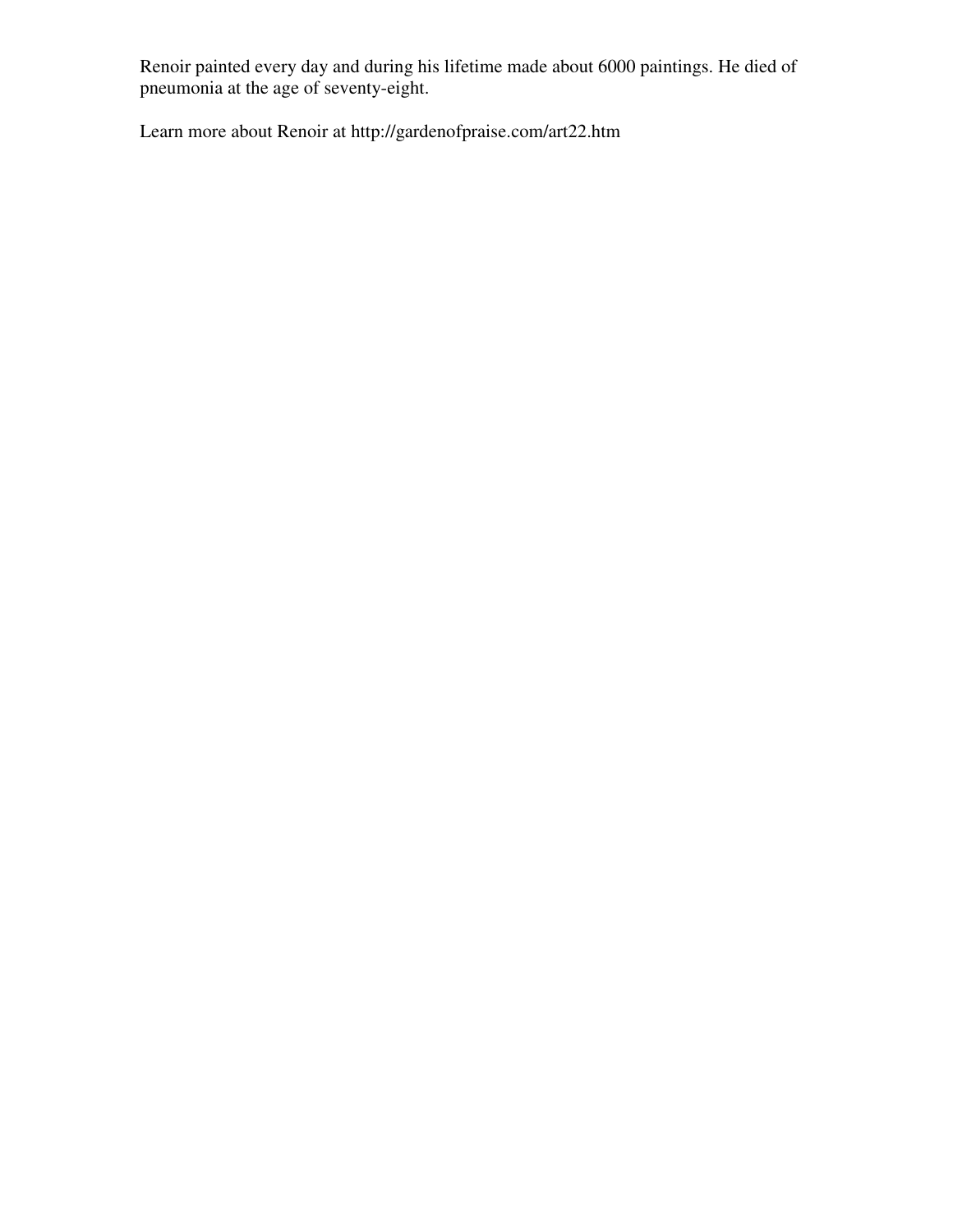Renoir painted every day and during his lifetime made about 6000 paintings. He died of pneumonia at the age of seventy-eight.

Learn more about Renoir at http://gardenofpraise.com/art22.htm